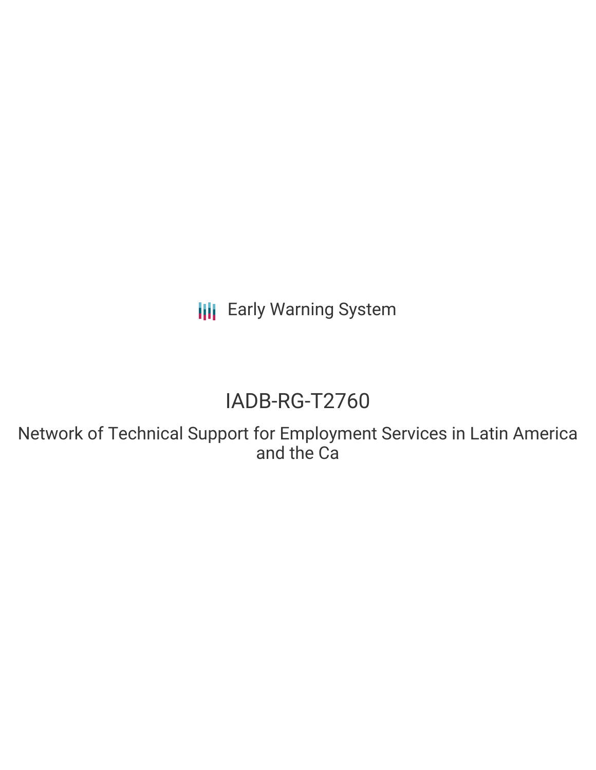Early Warning System

# IADB-RG-T2760

## Network of Technical Support for Employment Services in Latin America and the Ca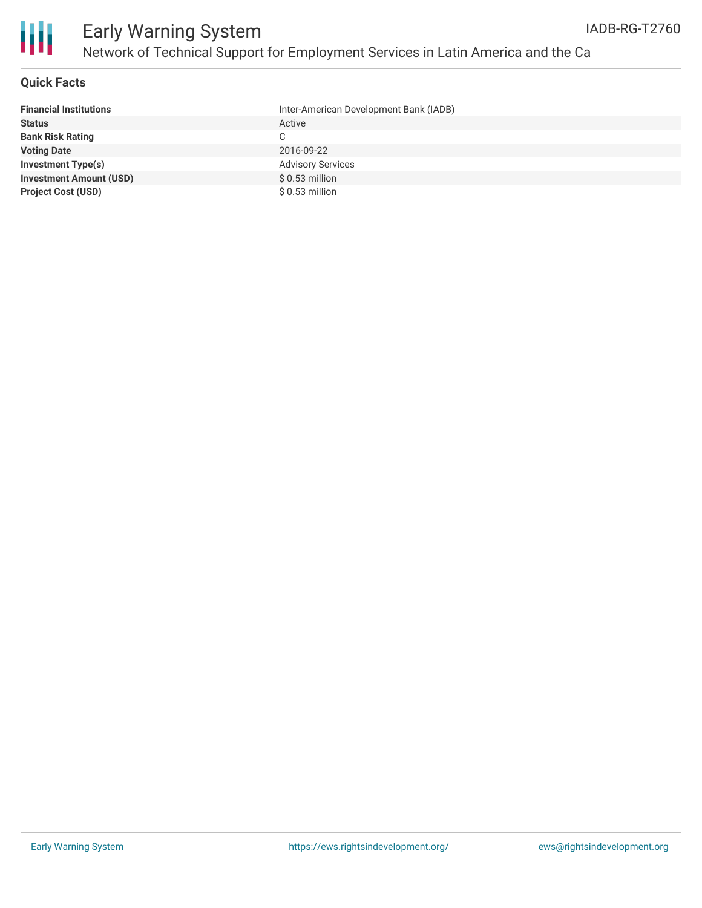## Quick Facts

| | |
|---|---|
| **Financial Institutions** | Inter-American Development Bank (IADB) |
| **Status** | Active |
| **Bank Risk Rating** | C |
| **Voting Date** | 2016-09-22 |
| **Investment Type(s)** | Advisory Services |
| **Investment Amount (USD)** | $ 0.53 million |
| **Project Cost (USD)** | $ 0.53 million |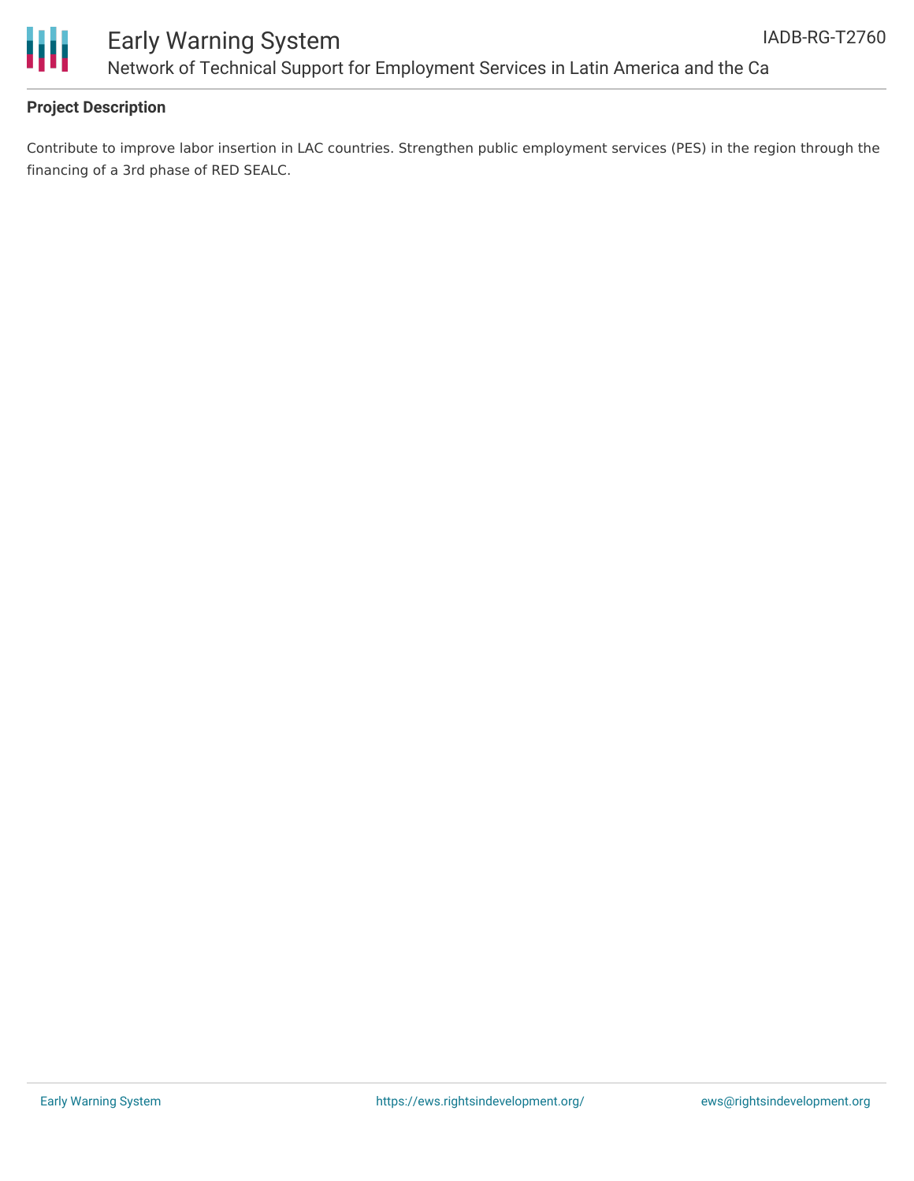**Project Description**

Contribute to improve labor insertion in LAC countries. Strengthen public employment services (PES) in the region through the financing of a 3rd phase of RED SEALC.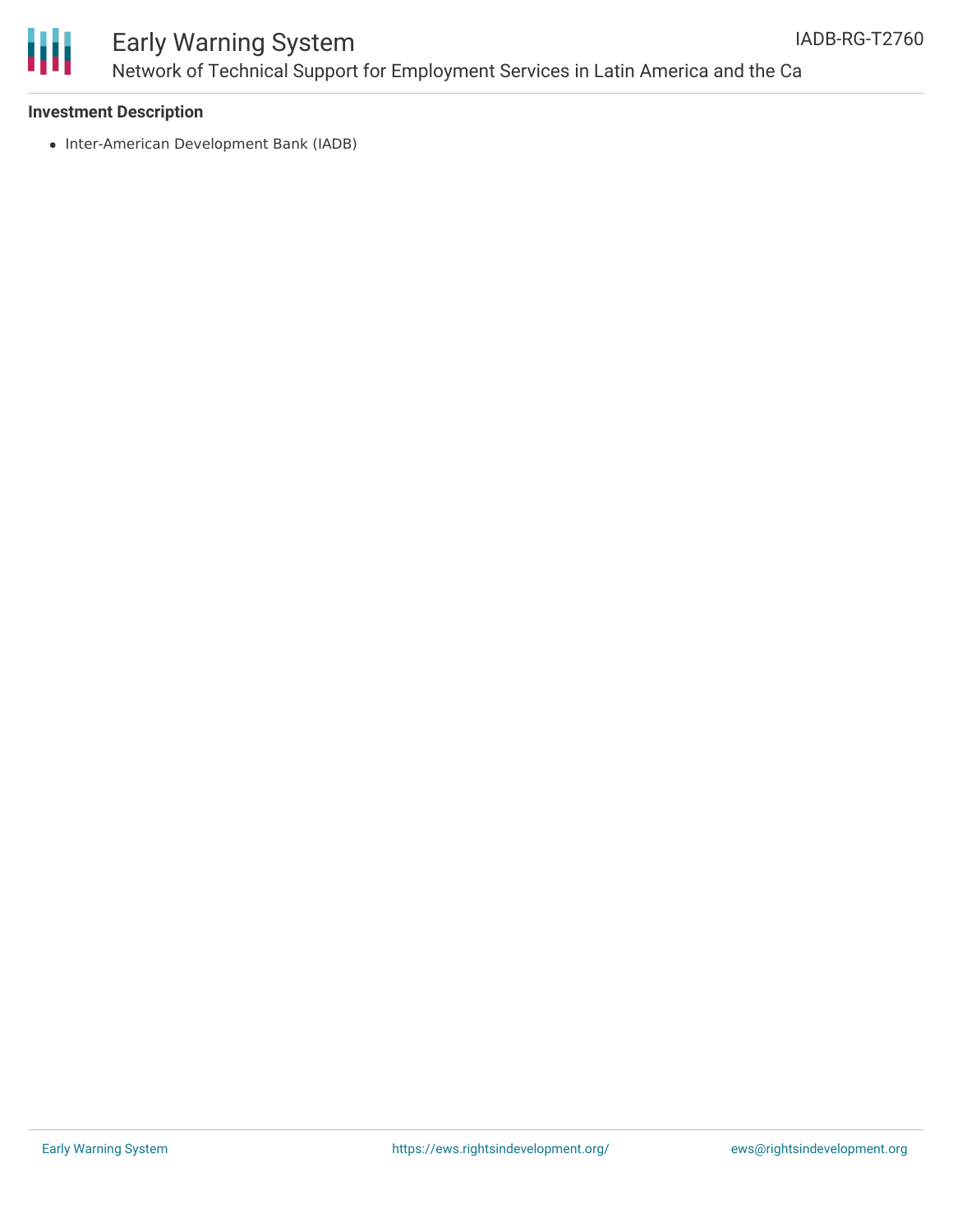**Investment Description**

- Inter-American Development Bank (IADB)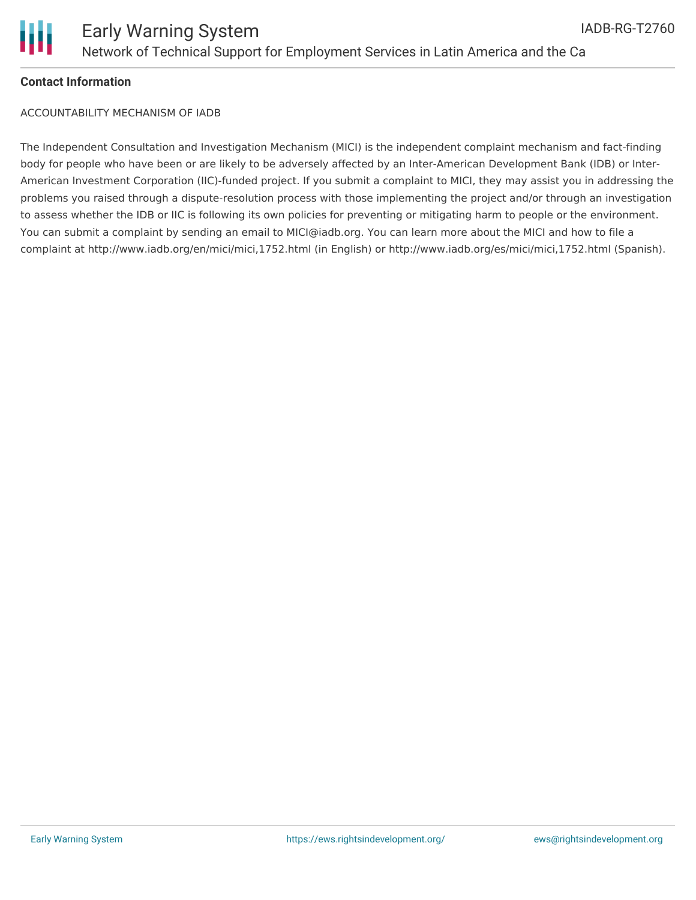**Contact Information**

ACCOUNTABILITY MECHANISM OF IADB

The Independent Consultation and Investigation Mechanism (MICI) is the independent complaint mechanism and fact-finding body for people who have been or are likely to be adversely affected by an Inter-American Development Bank (IDB) or Inter-American Investment Corporation (IIC)-funded project. If you submit a complaint to MICI, they may assist you in addressing the problems you raised through a dispute-resolution process with those implementing the project and/or through an investigation to assess whether the IDB or IIC is following its own policies for preventing or mitigating harm to people or the environment. You can submit a complaint by sending an email to MICI@iadb.org. You can learn more about the MICI and how to file a complaint at http://www.iadb.org/en/mici/mici,1752.html (in English) or http://www.iadb.org/es/mici/mici,1752.html (Spanish).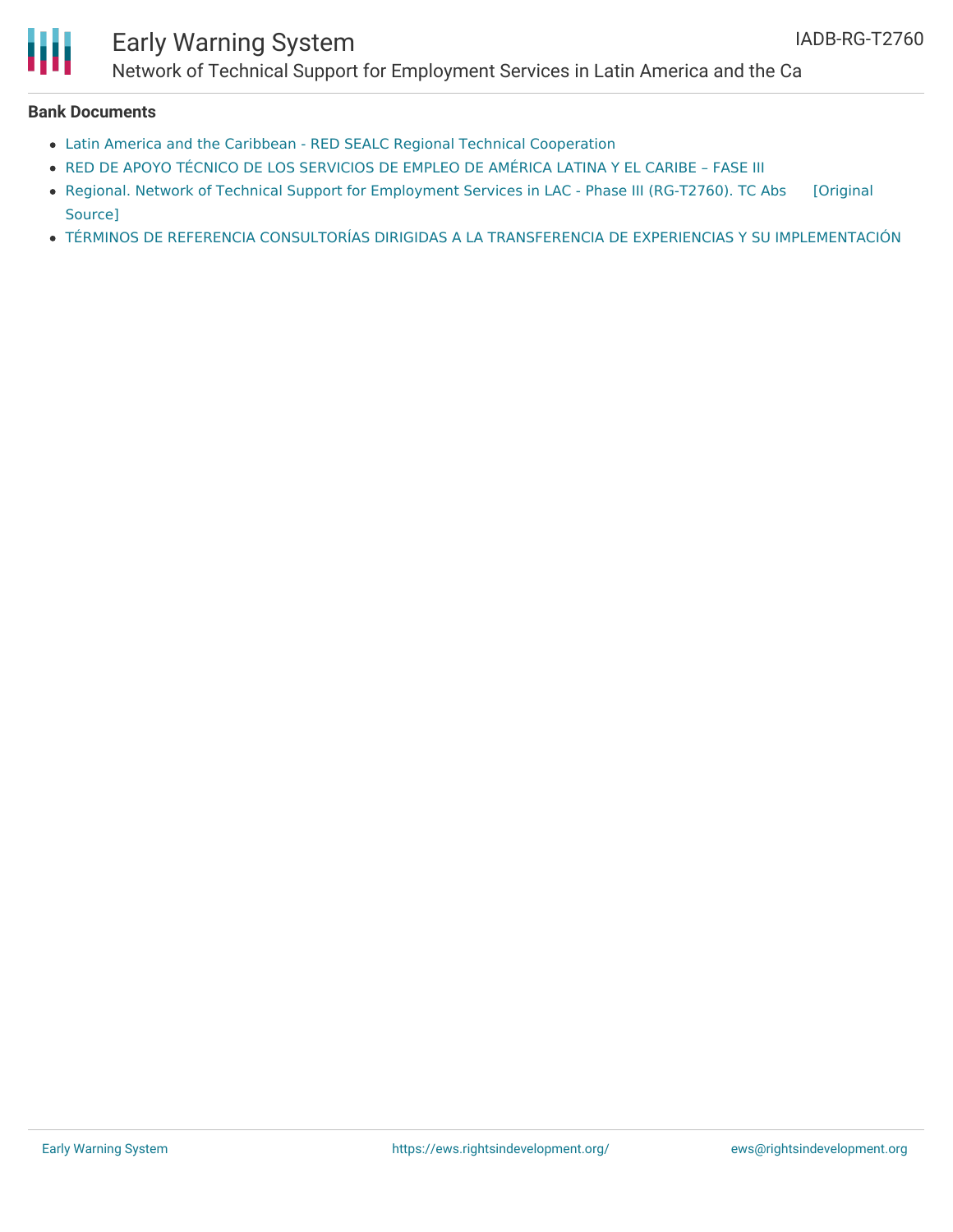**Bank Documents**

- Latin America and the Caribbean - RED SEALC Regional Technical Cooperation
- RED DE APOYO TÉCNICO DE LOS SERVICIOS DE EMPLEO DE AMÉRICA LATINA Y EL CARIBE – FASE III
- Regional. Network of Technical Support for Employment Services in LAC - Phase III (RG-T2760). TC Abs [Original Source]
- TÉRMINOS DE REFERENCIA CONSULTORÍAS DIRIGIDAS A LA TRANSFERENCIA DE EXPERIENCIAS Y SU IMPLEMENTACIÓN